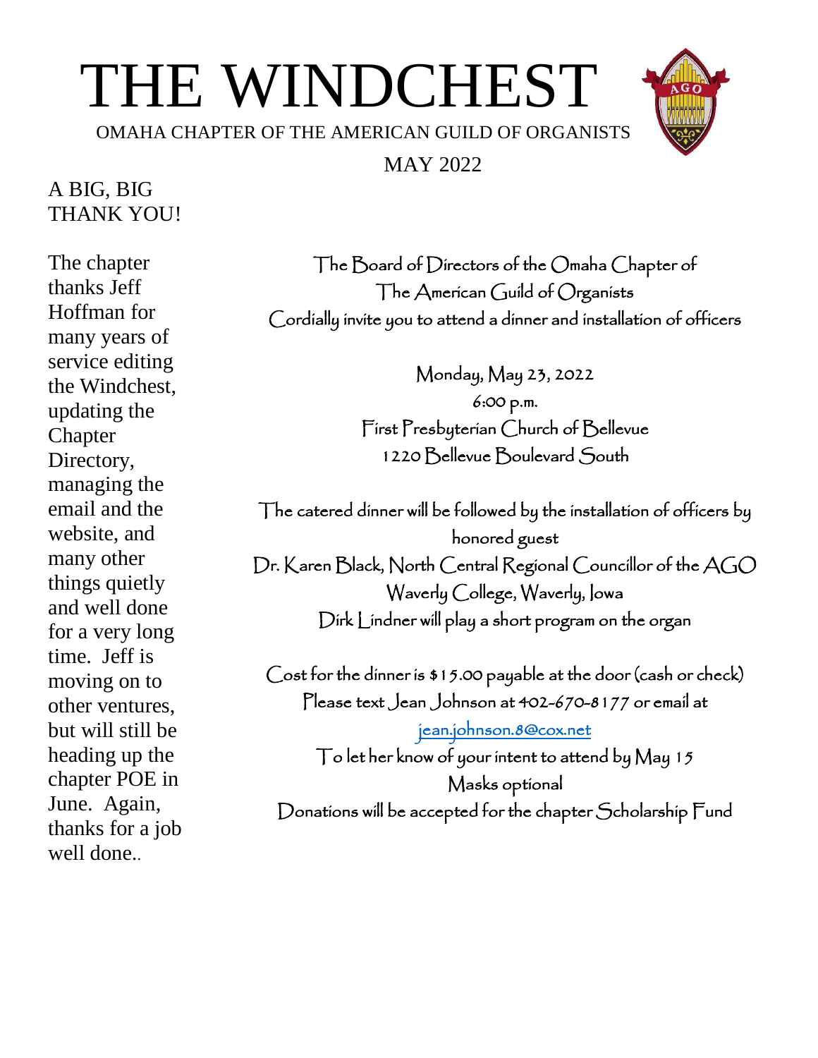# THE WINDCHEST

OMAHA CHAPTER OF THE AMERICAN GUILD OF ORGANISTS

MAY 2022

## A BIG, BIG THANK YOU!

The chapter thanks Jeff Hoffman for many years of service editing the Windchest, updating the Chapter Directory, managing the email and the website, and many other things quietly and well done for a very long time. Jeff is moving on to other ventures, but will still be heading up the chapter POE in June. Again, thanks for a job well done..

The Board of Directors of the Omaha Chapter of
The American Guild of Organists
Cordially invite you to attend a dinner and installation of officers

Monday, May 23, 2022
6:00 p.m.
First Presbyterian Church of Bellevue
1220 Bellevue Boulevard South

The catered dinner will be followed by the installation of officers by honored guest
Dr. Karen Black, North Central Regional Councillor of the AGO
Waverly College, Waverly, Iowa
Dirk Lindner will play a short program on the organ

Cost for the dinner is $15.00 payable at the door (cash or check)
Please text Jean Johnson at 402-670-8177 or email at
jean.johnson.8@cox.net
To let her know of your intent to attend by May 15
Masks optional
Donations will be accepted for the chapter Scholarship Fund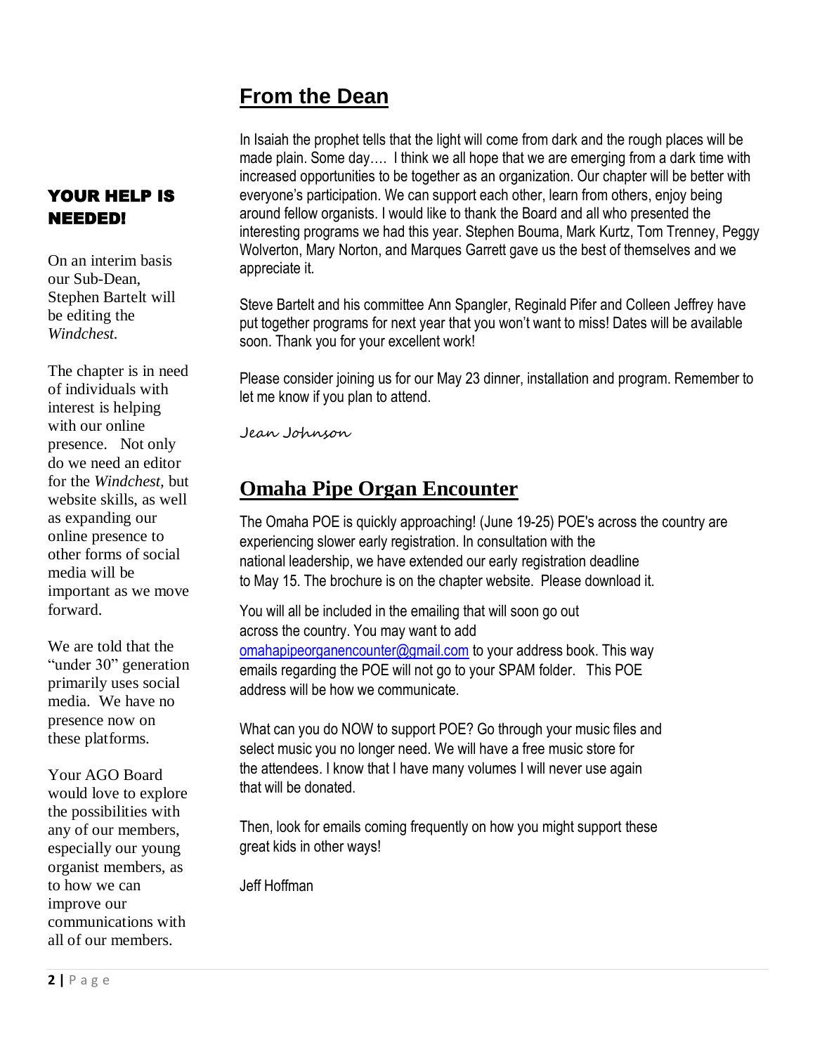## From the Dean

In Isaiah the prophet tells that the light will come from dark and the rough places will be made plain. Some day…. I think we all hope that we are emerging from a dark time with increased opportunities to be together as an organization. Our chapter will be better with everyone's participation. We can support each other, learn from others, enjoy being around fellow organists. I would like to thank the Board and all who presented the interesting programs we had this year. Stephen Bouma, Mark Kurtz, Tom Trenney, Peggy Wolverton, Mary Norton, and Marques Garrett gave us the best of themselves and we appreciate it.

Steve Bartelt and his committee Ann Spangler, Reginald Pifer and Colleen Jeffrey have put together programs for next year that you won't want to miss! Dates will be available soon. Thank you for your excellent work!

Please consider joining us for our May 23 dinner, installation and program. Remember to let me know if you plan to attend.

Jean Johnson

## Omaha Pipe Organ Encounter

The Omaha POE is quickly approaching! (June 19-25) POE's across the country are experiencing slower early registration. In consultation with the national leadership, we have extended our early registration deadline to May 15. The brochure is on the chapter website. Please download it.

You will all be included in the emailing that will soon go out across the country. You may want to add omahapipeorganencounter@gmail.com to your address book. This way emails regarding the POE will not go to your SPAM folder. This POE address will be how we communicate.

What can you do NOW to support POE? Go through your music files and select music you no longer need. We will have a free music store for the attendees. I know that I have many volumes I will never use again that will be donated.

Then, look for emails coming frequently on how you might support these great kids in other ways!

Jeff Hoffman

### YOUR HELP IS NEEDED!

On an interim basis our Sub-Dean, Stephen Bartelt will be editing the *Windchest.*

The chapter is in need of individuals with interest is helping with our online presence. Not only do we need an editor for the *Windchest,* but website skills, as well as expanding our online presence to other forms of social media will be important as we move forward.

We are told that the "under 30" generation primarily uses social media. We have no presence now on these platforms.

Your AGO Board would love to explore the possibilities with any of our members, especially our young organist members, as to how we can improve our communications with all of our members.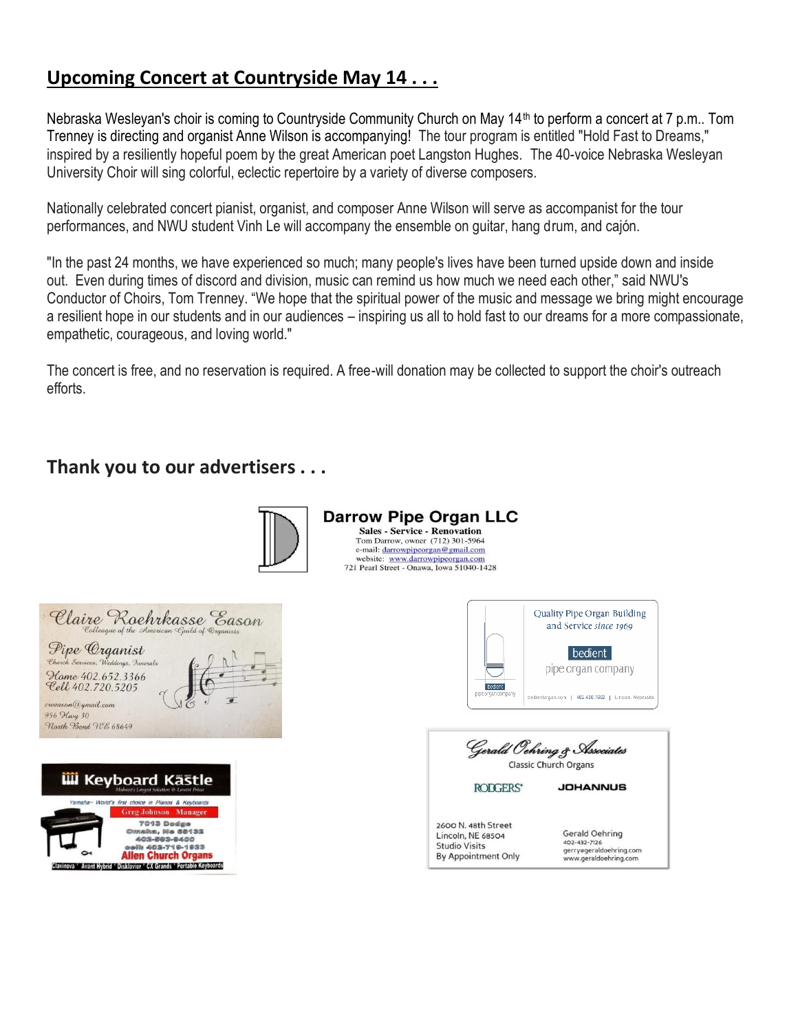## Upcoming Concert at Countryside May 14 . . .

Nebraska Wesleyan's choir is coming to Countryside Community Church on May 14th to perform a concert at 7 p.m.. Tom Trenney is directing and organist Anne Wilson is accompanying! The tour program is entitled "Hold Fast to Dreams," inspired by a resiliently hopeful poem by the great American poet Langston Hughes. The 40-voice Nebraska Wesleyan University Choir will sing colorful, eclectic repertoire by a variety of diverse composers.

Nationally celebrated concert pianist, organist, and composer Anne Wilson will serve as accompanist for the tour performances, and NWU student Vinh Le will accompany the ensemble on guitar, hang drum, and cajón.

"In the past 24 months, we have experienced so much; many people's lives have been turned upside down and inside out. Even during times of discord and division, music can remind us how much we need each other," said NWU's Conductor of Choirs, Tom Trenney. "We hope that the spiritual power of the music and message we bring might encourage a resilient hope in our students and in our audiences – inspiring us all to hold fast to our dreams for a more compassionate, empathetic, courageous, and loving world."

The concert is free, and no reservation is required. A free-will donation may be collected to support the choir's outreach efforts.

## Thank you to our advertisers . . .

**Darrow Pipe Organ LLC**
Sales - Service - Renovation
Tom Darrow, owner (712) 301-5964
e-mail: darrowpipeorgan@gmail.com
website: www.darrowpipeorgan.com
721 Pearl Street - Onawa, Iowa 51040-1428

*Claire Roehrkasse Eason*
Colleague of the American Guild of Organists
Pipe Organist
Church Services, Weddings, Funerals
Home 402.652.3366
Cell 402.720.5205
creeason@gmail.com
956 Hwy 30
North Bend NE 68649

Quality Pipe Organ Building and Service since 1969
bedient pipe organ company
bedientorgan.com | 402.420.7662 | Lincoln, Nebraska

**Keyboard Kastle**
Midwest's Largest Selection & Lowest Prices
Yamaha– World's first choice in Pianos & Keyboards
Greg Johnson Manager
7013 Dodge
Omaha, Ne 68132
402-593-9400
cell: 402-719-1933
Allen Church Organs
Clavinova * Avant Hybrid * Disklavier * CX Grands * Portable Keyboards

*Gerald Oehring & Associates*
Classic Church Organs
RODGERS JOHANNUS
2600 N. 48th Street
Lincoln, NE 68504
Studio Visits
By Appointment Only
Gerald Oehring
402-432-7126
gerry@geraldoehring.com
www.geraldoehring.com